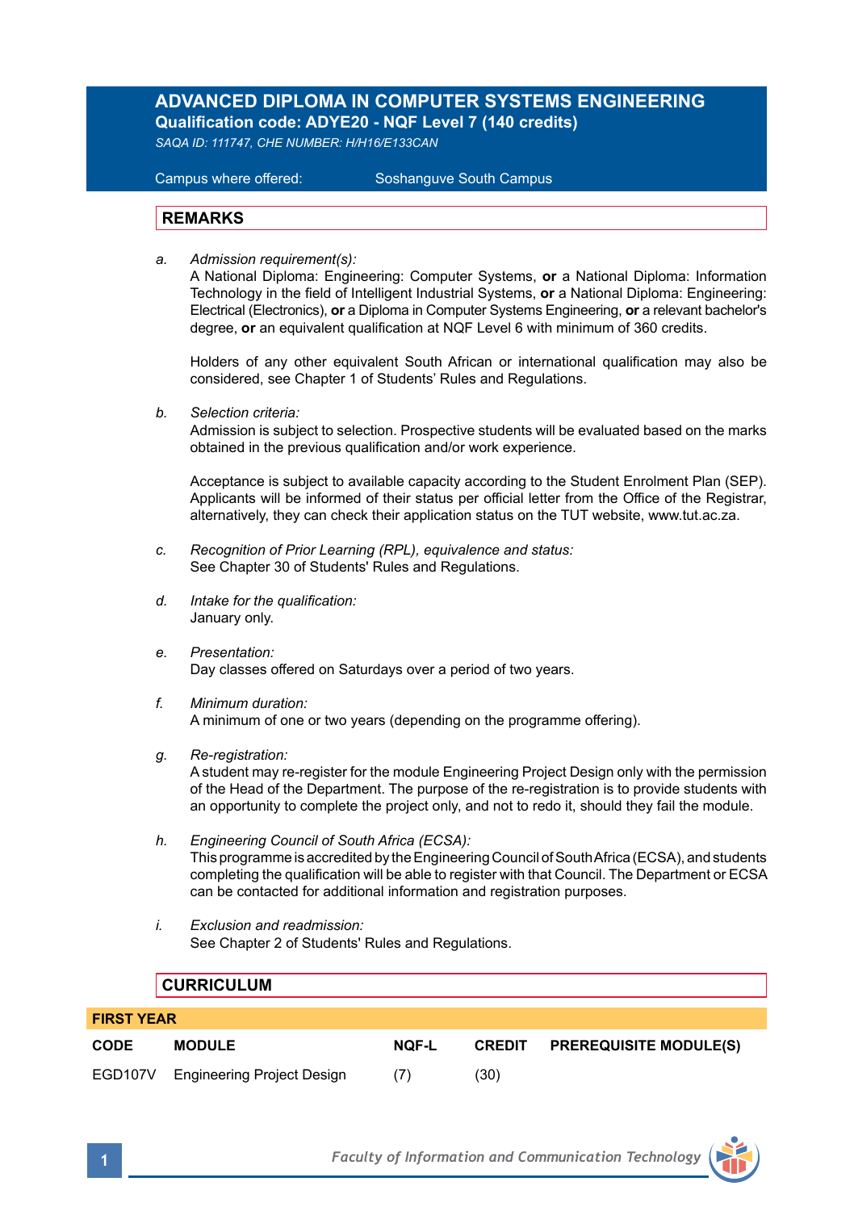# ADVANCED DIPLOMA IN COMPUTER SYSTEMS ENGINEERING

**Qualification code: ADYE20 - NQF Level 7 (140 credits)**

*SAQA ID: 111747, CHE NUMBER: H/H16/E133CAN*

Campus where offered: Soshanguve South Campus

## REMARKS

a. *Admission requirement(s):*
A National Diploma: Engineering: Computer Systems, **or** a National Diploma: Information Technology in the field of Intelligent Industrial Systems, **or** a National Diploma: Engineering: Electrical (Electronics), **or** a Diploma in Computer Systems Engineering, **or** a relevant bachelor's degree, **or** an equivalent qualification at NQF Level 6 with minimum of 360 credits.

Holders of any other equivalent South African or international qualification may also be considered, see Chapter 1 of Students' Rules and Regulations.

b. *Selection criteria:*
Admission is subject to selection. Prospective students will be evaluated based on the marks obtained in the previous qualification and/or work experience.

Acceptance is subject to available capacity according to the Student Enrolment Plan (SEP). Applicants will be informed of their status per official letter from the Office of the Registrar, alternatively, they can check their application status on the TUT website, www.tut.ac.za.

c. *Recognition of Prior Learning (RPL), equivalence and status:*
See Chapter 30 of Students' Rules and Regulations.

d. *Intake for the qualification:*
January only.

e. *Presentation:*
Day classes offered on Saturdays over a period of two years.

f. *Minimum duration:*
A minimum of one or two years (depending on the programme offering).

g. *Re-registration:*
A student may re-register for the module Engineering Project Design only with the permission of the Head of the Department. The purpose of the re-registration is to provide students with an opportunity to complete the project only, and not to redo it, should they fail the module.

h. *Engineering Council of South Africa (ECSA):*
This programme is accredited by the Engineering Council of South Africa (ECSA), and students completing the qualification will be able to register with that Council. The Department or ECSA can be contacted for additional information and registration purposes.

i. *Exclusion and readmission:*
See Chapter 2 of Students' Rules and Regulations.

## CURRICULUM

### FIRST YEAR

| CODE | MODULE | NQF-L | CREDIT | PREREQUISITE MODULE(S) |
|---|---|---|---|---|
| EGD107V | Engineering Project Design | (7) | (30) | |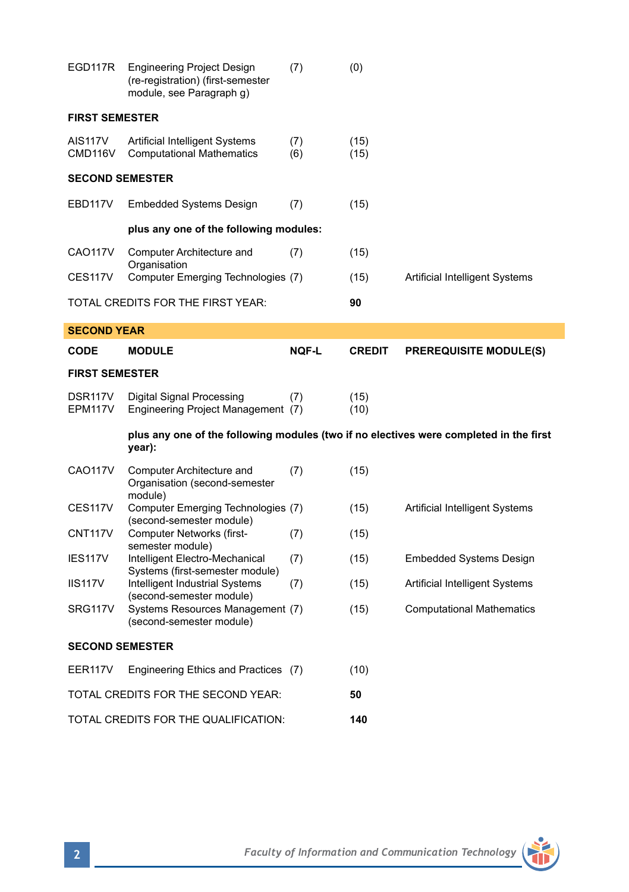| | | | | |
|---|---|---|---|---|
| EGD117R | Engineering Project Design (re-registration) (first-semester module, see Paragraph g) | (7) | (0) | |
| **FIRST SEMESTER** | | | | |
| AIS117V | Artificial Intelligent Systems | (7) | (15) | |
| CMD116V | Computational Mathematics | (6) | (15) | |
| **SECOND SEMESTER** | | | | |
| EBD117V | Embedded Systems Design | (7) | (15) | |
| | **plus any one of the following modules:** | | | |
| CAO117V | Computer Architecture and Organisation | (7) | (15) | |
| CES117V | Computer Emerging Technologies | (7) | (15) | Artificial Intelligent Systems |
| TOTAL CREDITS FOR THE FIRST YEAR: | | | **90** | |

## SECOND YEAR

| CODE | MODULE | NQF-L | CREDIT | PREREQUISITE MODULE(S) |
|---|---|---|---|---|
| **FIRST SEMESTER** | | | | |
| DSR117V | Digital Signal Processing | (7) | (15) | |
| EPM117V | Engineering Project Management | (7) | (10) | |
| | **plus any one of the following modules (two if no electives were completed in the first year):** | | | |
| CAO117V | Computer Architecture and Organisation (second-semester module) | (7) | (15) | |
| CES117V | Computer Emerging Technologies (second-semester module) | (7) | (15) | Artificial Intelligent Systems |
| CNT117V | Computer Networks (first-semester module) | (7) | (15) | |
| IES117V | Intelligent Electro-Mechanical Systems (first-semester module) | (7) | (15) | Embedded Systems Design |
| IIS117V | Intelligent Industrial Systems (second-semester module) | (7) | (15) | Artificial Intelligent Systems |
| SRG117V | Systems Resources Management (second-semester module) | (7) | (15) | Computational Mathematics |
| **SECOND SEMESTER** | | | | |
| EER117V | Engineering Ethics and Practices | (7) | (10) | |
| TOTAL CREDITS FOR THE SECOND YEAR: | | | **50** | |
| TOTAL CREDITS FOR THE QUALIFICATION: | | | **140** | |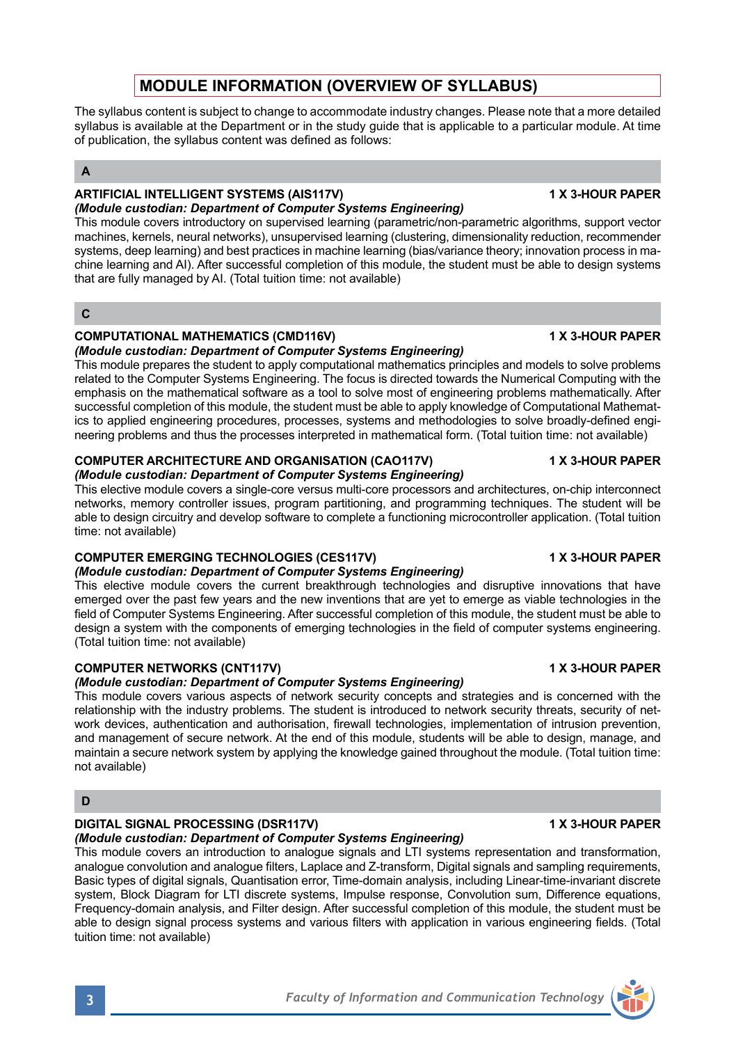## MODULE INFORMATION (OVERVIEW OF SYLLABUS)

The syllabus content is subject to change to accommodate industry changes. Please note that a more detailed syllabus is available at the Department or in the study guide that is applicable to a particular module. At time of publication, the syllabus content was defined as follows:

### A

**ARTIFICIAL INTELLIGENT SYSTEMS (AIS117V) — 1 X 3-HOUR PAPER**

***(Module custodian: Department of Computer Systems Engineering)***

This module covers introductory on supervised learning (parametric/non-parametric algorithms, support vector machines, kernels, neural networks), unsupervised learning (clustering, dimensionality reduction, recommender systems, deep learning) and best practices in machine learning (bias/variance theory; innovation process in machine learning and AI). After successful completion of this module, the student must be able to design systems that are fully managed by AI. (Total tuition time: not available)

### C

**COMPUTATIONAL MATHEMATICS (CMD116V) — 1 X 3-HOUR PAPER**

***(Module custodian: Department of Computer Systems Engineering)***

This module prepares the student to apply computational mathematics principles and models to solve problems related to the Computer Systems Engineering. The focus is directed towards the Numerical Computing with the emphasis on the mathematical software as a tool to solve most of engineering problems mathematically. After successful completion of this module, the student must be able to apply knowledge of Computational Mathematics to applied engineering procedures, processes, systems and methodologies to solve broadly-defined engineering problems and thus the processes interpreted in mathematical form. (Total tuition time: not available)

**COMPUTER ARCHITECTURE AND ORGANISATION (CAO117V) — 1 X 3-HOUR PAPER**

***(Module custodian: Department of Computer Systems Engineering)***

This elective module covers a single-core versus multi-core processors and architectures, on-chip interconnect networks, memory controller issues, program partitioning, and programming techniques. The student will be able to design circuitry and develop software to complete a functioning microcontroller application. (Total tuition time: not available)

**COMPUTER EMERGING TECHNOLOGIES (CES117V) — 1 X 3-HOUR PAPER**

***(Module custodian: Department of Computer Systems Engineering)***

This elective module covers the current breakthrough technologies and disruptive innovations that have emerged over the past few years and the new inventions that are yet to emerge as viable technologies in the field of Computer Systems Engineering. After successful completion of this module, the student must be able to design a system with the components of emerging technologies in the field of computer systems engineering. (Total tuition time: not available)

**COMPUTER NETWORKS (CNT117V) — 1 X 3-HOUR PAPER**

***(Module custodian: Department of Computer Systems Engineering)***

This module covers various aspects of network security concepts and strategies and is concerned with the relationship with the industry problems. The student is introduced to network security threats, security of network devices, authentication and authorisation, firewall technologies, implementation of intrusion prevention, and management of secure network. At the end of this module, students will be able to design, manage, and maintain a secure network system by applying the knowledge gained throughout the module. (Total tuition time: not available)

### D

**DIGITAL SIGNAL PROCESSING (DSR117V) — 1 X 3-HOUR PAPER**

***(Module custodian: Department of Computer Systems Engineering)***

This module covers an introduction to analogue signals and LTI systems representation and transformation, analogue convolution and analogue filters, Laplace and Z-transform, Digital signals and sampling requirements, Basic types of digital signals, Quantisation error, Time-domain analysis, including Linear-time-invariant discrete system, Block Diagram for LTI discrete systems, Impulse response, Convolution sum, Difference equations, Frequency-domain analysis, and Filter design. After successful completion of this module, the student must be able to design signal process systems and various filters with application in various engineering fields. (Total tuition time: not available)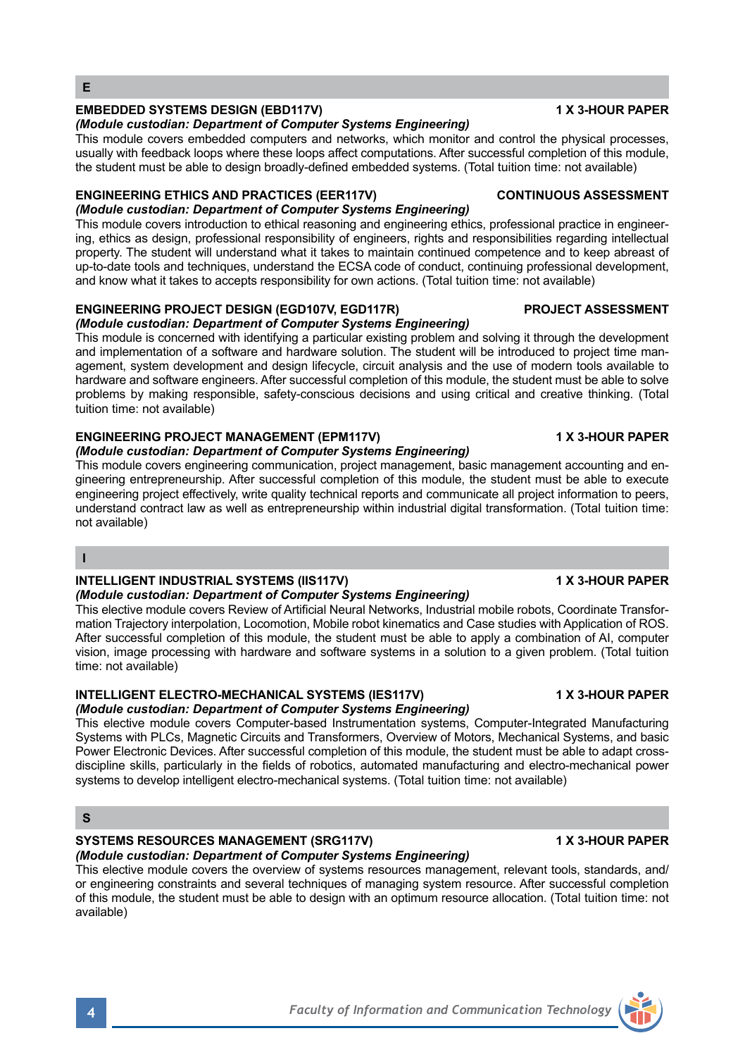## E

**EMBEDDED SYSTEMS DESIGN (EBD117V)** **1 X 3-HOUR PAPER**

***(Module custodian: Department of Computer Systems Engineering)***

This module covers embedded computers and networks, which monitor and control the physical processes, usually with feedback loops where these loops affect computations. After successful completion of this module, the student must be able to design broadly-defined embedded systems. (Total tuition time: not available)

**ENGINEERING ETHICS AND PRACTICES (EER117V)** **CONTINUOUS ASSESSMENT**

***(Module custodian: Department of Computer Systems Engineering)***

This module covers introduction to ethical reasoning and engineering ethics, professional practice in engineering, ethics as design, professional responsibility of engineers, rights and responsibilities regarding intellectual property. The student will understand what it takes to maintain continued competence and to keep abreast of up-to-date tools and techniques, understand the ECSA code of conduct, continuing professional development, and know what it takes to accepts responsibility for own actions. (Total tuition time: not available)

**ENGINEERING PROJECT DESIGN (EGD107V, EGD117R)** **PROJECT ASSESSMENT**

***(Module custodian: Department of Computer Systems Engineering)***

This module is concerned with identifying a particular existing problem and solving it through the development and implementation of a software and hardware solution. The student will be introduced to project time management, system development and design lifecycle, circuit analysis and the use of modern tools available to hardware and software engineers. After successful completion of this module, the student must be able to solve problems by making responsible, safety-conscious decisions and using critical and creative thinking. (Total tuition time: not available)

**ENGINEERING PROJECT MANAGEMENT (EPM117V)** **1 X 3-HOUR PAPER**

***(Module custodian: Department of Computer Systems Engineering)***

This module covers engineering communication, project management, basic management accounting and engineering entrepreneurship. After successful completion of this module, the student must be able to execute engineering project effectively, write quality technical reports and communicate all project information to peers, understand contract law as well as entrepreneurship within industrial digital transformation. (Total tuition time: not available)

## I

**INTELLIGENT INDUSTRIAL SYSTEMS (IIS117V)** **1 X 3-HOUR PAPER**

***(Module custodian: Department of Computer Systems Engineering)***

This elective module covers Review of Artificial Neural Networks, Industrial mobile robots, Coordinate Transformation Trajectory interpolation, Locomotion, Mobile robot kinematics and Case studies with Application of ROS. After successful completion of this module, the student must be able to apply a combination of AI, computer vision, image processing with hardware and software systems in a solution to a given problem. (Total tuition time: not available)

**INTELLIGENT ELECTRO-MECHANICAL SYSTEMS (IES117V)** **1 X 3-HOUR PAPER**

***(Module custodian: Department of Computer Systems Engineering)***

This elective module covers Computer-based Instrumentation systems, Computer-Integrated Manufacturing Systems with PLCs, Magnetic Circuits and Transformers, Overview of Motors, Mechanical Systems, and basic Power Electronic Devices. After successful completion of this module, the student must be able to adapt cross-discipline skills, particularly in the fields of robotics, automated manufacturing and electro-mechanical power systems to develop intelligent electro-mechanical systems. (Total tuition time: not available)

## S

**SYSTEMS RESOURCES MANAGEMENT (SRG117V)** **1 X 3-HOUR PAPER**

***(Module custodian: Department of Computer Systems Engineering)***

This elective module covers the overview of systems resources management, relevant tools, standards, and/or engineering constraints and several techniques of managing system resource. After successful completion of this module, the student must be able to design with an optimum resource allocation. (Total tuition time: not available)